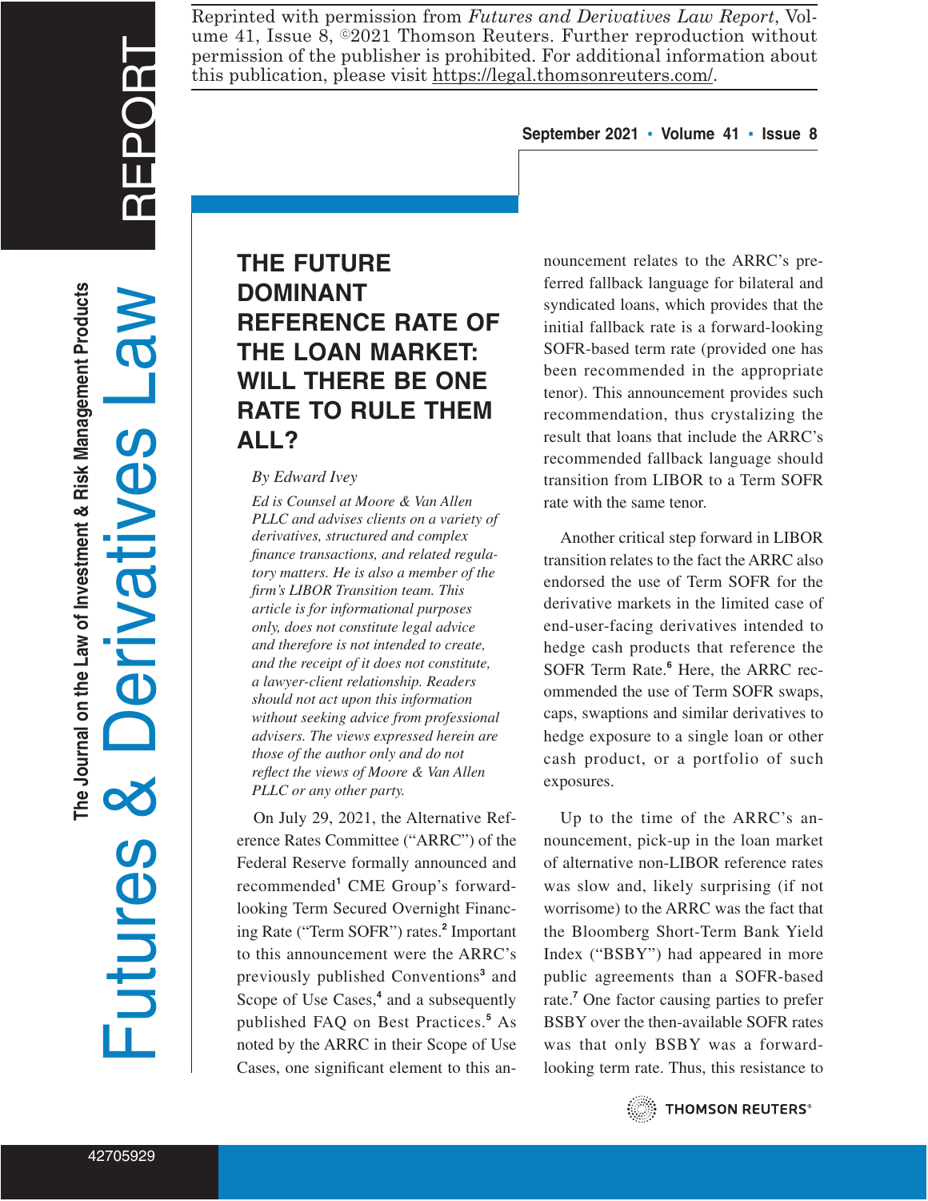Reprinted with permission from *Futures and Derivatives Law Report*, Volume 41, Issue 8, ©2021 Thomson Reuters. Further reproduction without permission of the publisher is prohibited. For additional information about this publication, please visit https://legal.thomsonreuters.com/.

# THE FUTURE DOMINANT REFERENCE RATE OF THE LOAN MARKET: WILL THERE BE ONE RATE TO RULE THEM ALL?

*By Edward Ivey*

*Ed is Counsel at Moore & Van Allen PLLC and advises clients on a variety of derivatives, structured and complex finance transactions, and related regulatory matters. He is also a member of the firm's LIBOR Transition team. This article is for informational purposes only, does not constitute legal advice and therefore is not intended to create, and the receipt of it does not constitute, a lawyer-client relationship. Readers should not act upon this information without seeking advice from professional advisers. The views expressed herein are those of the author only and do not reflect the views of Moore & Van Allen PLLC or any other party.*

On July 29, 2021, the Alternative Reference Rates Committee ("ARRC") of the Federal Reserve formally announced and recommended[1] CME Group's forward-looking Term Secured Overnight Financing Rate ("Term SOFR") rates.[2] Important to this announcement were the ARRC's previously published Conventions[3] and Scope of Use Cases,[4] and a subsequently published FAQ on Best Practices.[5] As noted by the ARRC in their Scope of Use Cases, one significant element to this announcement relates to the ARRC's preferred fallback language for bilateral and syndicated loans, which provides that the initial fallback rate is a forward-looking SOFR-based term rate (provided one has been recommended in the appropriate tenor). This announcement provides such recommendation, thus crystalizing the result that loans that include the ARRC's recommended fallback language should transition from LIBOR to a Term SOFR rate with the same tenor.

Another critical step forward in LIBOR transition relates to the fact the ARRC also endorsed the use of Term SOFR for the derivative markets in the limited case of end-user-facing derivatives intended to hedge cash products that reference the SOFR Term Rate.[6] Here, the ARRC recommended the use of Term SOFR swaps, caps, swaptions and similar derivatives to hedge exposure to a single loan or other cash product, or a portfolio of such exposures.

Up to the time of the ARRC's announcement, pick-up in the loan market of alternative non-LIBOR reference rates was slow and, likely surprising (if not worrisome) to the ARRC was the fact that the Bloomberg Short-Term Bank Yield Index ("BSBY") had appeared in more public agreements than a SOFR-based rate.[7] One factor causing parties to prefer BSBY over the then-available SOFR rates was that only BSBY was a forward-looking term rate. Thus, this resistance to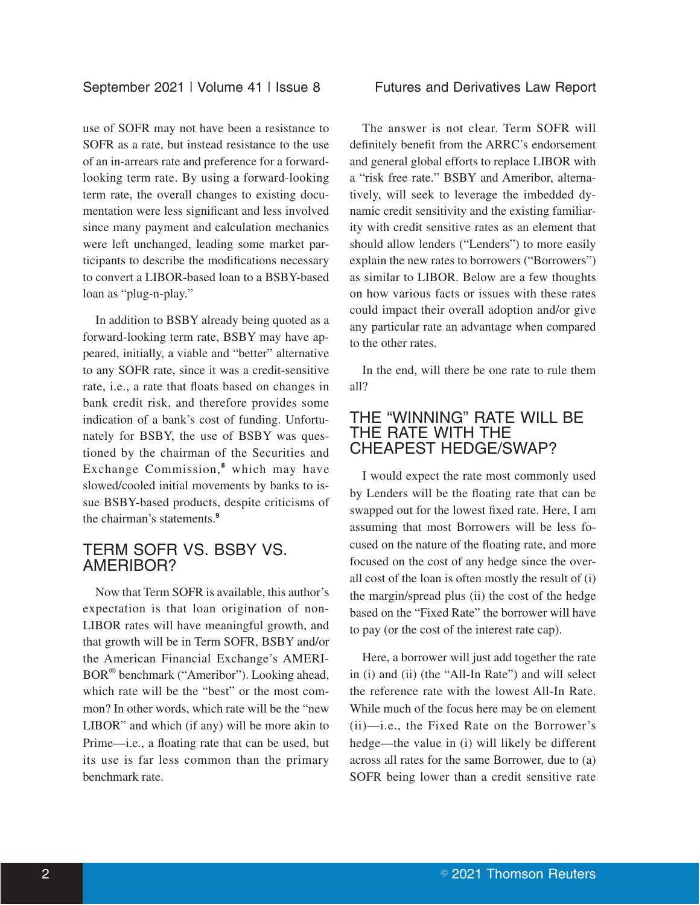use of SOFR may not have been a resistance to SOFR as a rate, but instead resistance to the use of an in-arrears rate and preference for a forward-looking term rate. By using a forward-looking term rate, the overall changes to existing documentation were less significant and less involved since many payment and calculation mechanics were left unchanged, leading some market participants to describe the modifications necessary to convert a LIBOR-based loan to a BSBY-based loan as "plug-n-play."

In addition to BSBY already being quoted as a forward-looking term rate, BSBY may have appeared, initially, a viable and "better" alternative to any SOFR rate, since it was a credit-sensitive rate, i.e., a rate that floats based on changes in bank credit risk, and therefore provides some indication of a bank's cost of funding. Unfortunately for BSBY, the use of BSBY was questioned by the chairman of the Securities and Exchange Commission,[8] which may have slowed/cooled initial movements by banks to issue BSBY-based products, despite criticisms of the chairman's statements.[9]

## TERM SOFR VS. BSBY VS. AMERIBOR?

Now that Term SOFR is available, this author's expectation is that loan origination of non-LIBOR rates will have meaningful growth, and that growth will be in Term SOFR, BSBY and/or the American Financial Exchange's AMERIBOR® benchmark ("Ameribor"). Looking ahead, which rate will be the "best" or the most common? In other words, which rate will be the "new LIBOR" and which (if any) will be more akin to Prime—i.e., a floating rate that can be used, but its use is far less common than the primary benchmark rate.

The answer is not clear. Term SOFR will definitely benefit from the ARRC's endorsement and general global efforts to replace LIBOR with a "risk free rate." BSBY and Ameribor, alternatively, will seek to leverage the imbedded dynamic credit sensitivity and the existing familiarity with credit sensitive rates as an element that should allow lenders ("Lenders") to more easily explain the new rates to borrowers ("Borrowers") as similar to LIBOR. Below are a few thoughts on how various facts or issues with these rates could impact their overall adoption and/or give any particular rate an advantage when compared to the other rates.

In the end, will there be one rate to rule them all?

## THE "WINNING" RATE WILL BE THE RATE WITH THE CHEAPEST HEDGE/SWAP?

I would expect the rate most commonly used by Lenders will be the floating rate that can be swapped out for the lowest fixed rate. Here, I am assuming that most Borrowers will be less focused on the nature of the floating rate, and more focused on the cost of any hedge since the overall cost of the loan is often mostly the result of (i) the margin/spread plus (ii) the cost of the hedge based on the "Fixed Rate" the borrower will have to pay (or the cost of the interest rate cap).

Here, a borrower will just add together the rate in (i) and (ii) (the "All-In Rate") and will select the reference rate with the lowest All-In Rate. While much of the focus here may be on element (ii)—i.e., the Fixed Rate on the Borrower's hedge—the value in (i) will likely be different across all rates for the same Borrower, due to (a) SOFR being lower than a credit sensitive rate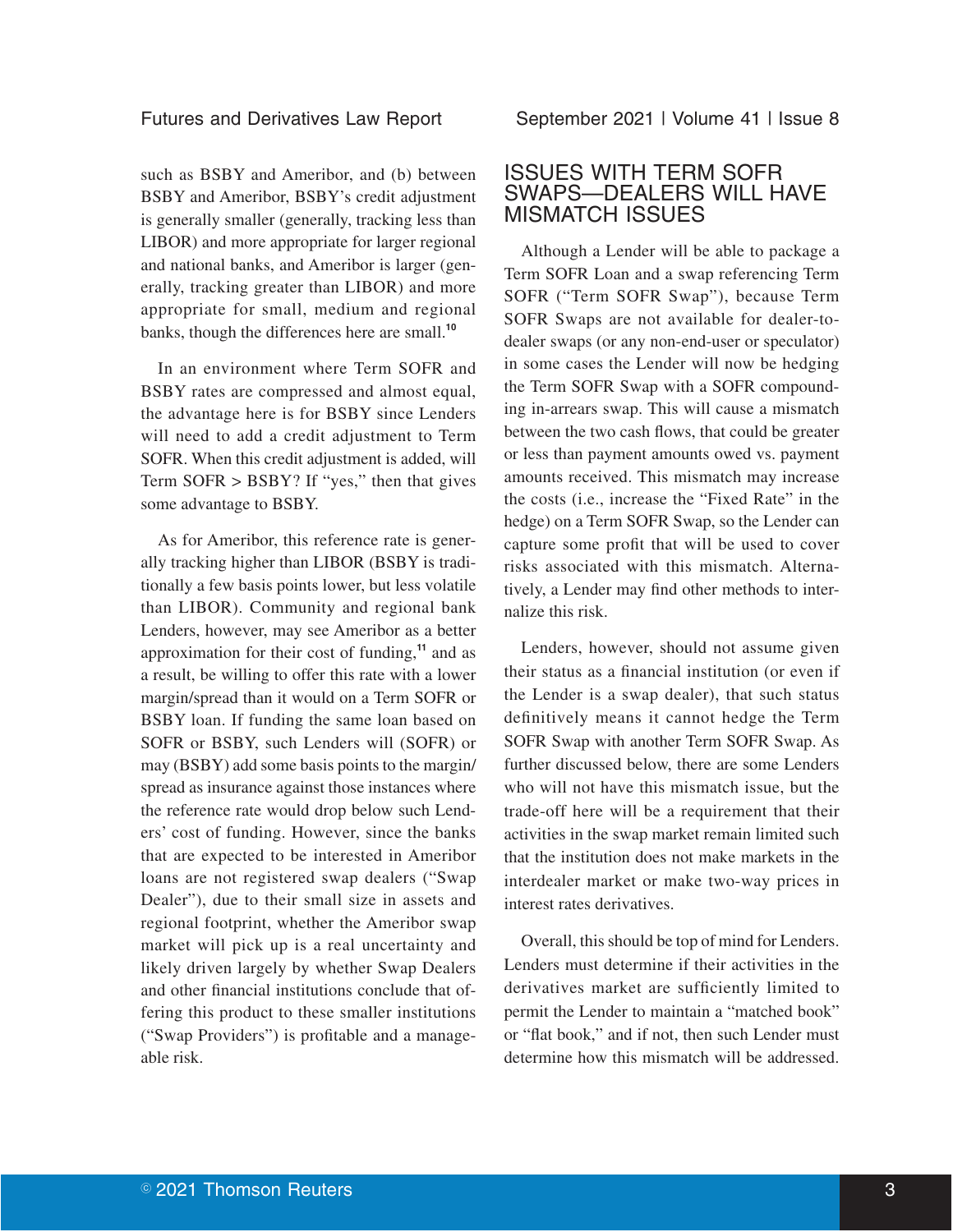such as BSBY and Ameribor, and (b) between BSBY and Ameribor, BSBY's credit adjustment is generally smaller (generally, tracking less than LIBOR) and more appropriate for larger regional and national banks, and Ameribor is larger (generally, tracking greater than LIBOR) and more appropriate for small, medium and regional banks, though the differences here are small.[10]

In an environment where Term SOFR and BSBY rates are compressed and almost equal, the advantage here is for BSBY since Lenders will need to add a credit adjustment to Term SOFR. When this credit adjustment is added, will Term SOFR > BSBY? If "yes," then that gives some advantage to BSBY.

As for Ameribor, this reference rate is generally tracking higher than LIBOR (BSBY is traditionally a few basis points lower, but less volatile than LIBOR). Community and regional bank Lenders, however, may see Ameribor as a better approximation for their cost of funding,[11] and as a result, be willing to offer this rate with a lower margin/spread than it would on a Term SOFR or BSBY loan. If funding the same loan based on SOFR or BSBY, such Lenders will (SOFR) or may (BSBY) add some basis points to the margin/spread as insurance against those instances where the reference rate would drop below such Lenders' cost of funding. However, since the banks that are expected to be interested in Ameribor loans are not registered swap dealers ("Swap Dealer"), due to their small size in assets and regional footprint, whether the Ameribor swap market will pick up is a real uncertainty and likely driven largely by whether Swap Dealers and other financial institutions conclude that offering this product to these smaller institutions ("Swap Providers") is profitable and a manageable risk.

## ISSUES WITH TERM SOFR SWAPS—DEALERS WILL HAVE MISMATCH ISSUES

Although a Lender will be able to package a Term SOFR Loan and a swap referencing Term SOFR ("Term SOFR Swap"), because Term SOFR Swaps are not available for dealer-to-dealer swaps (or any non-end-user or speculator) in some cases the Lender will now be hedging the Term SOFR Swap with a SOFR compounding in-arrears swap. This will cause a mismatch between the two cash flows, that could be greater or less than payment amounts owed vs. payment amounts received. This mismatch may increase the costs (i.e., increase the "Fixed Rate" in the hedge) on a Term SOFR Swap, so the Lender can capture some profit that will be used to cover risks associated with this mismatch. Alternatively, a Lender may find other methods to internalize this risk.

Lenders, however, should not assume given their status as a financial institution (or even if the Lender is a swap dealer), that such status definitively means it cannot hedge the Term SOFR Swap with another Term SOFR Swap. As further discussed below, there are some Lenders who will not have this mismatch issue, but the trade-off here will be a requirement that their activities in the swap market remain limited such that the institution does not make markets in the interdealer market or make two-way prices in interest rates derivatives.

Overall, this should be top of mind for Lenders. Lenders must determine if their activities in the derivatives market are sufficiently limited to permit the Lender to maintain a "matched book" or "flat book," and if not, then such Lender must determine how this mismatch will be addressed.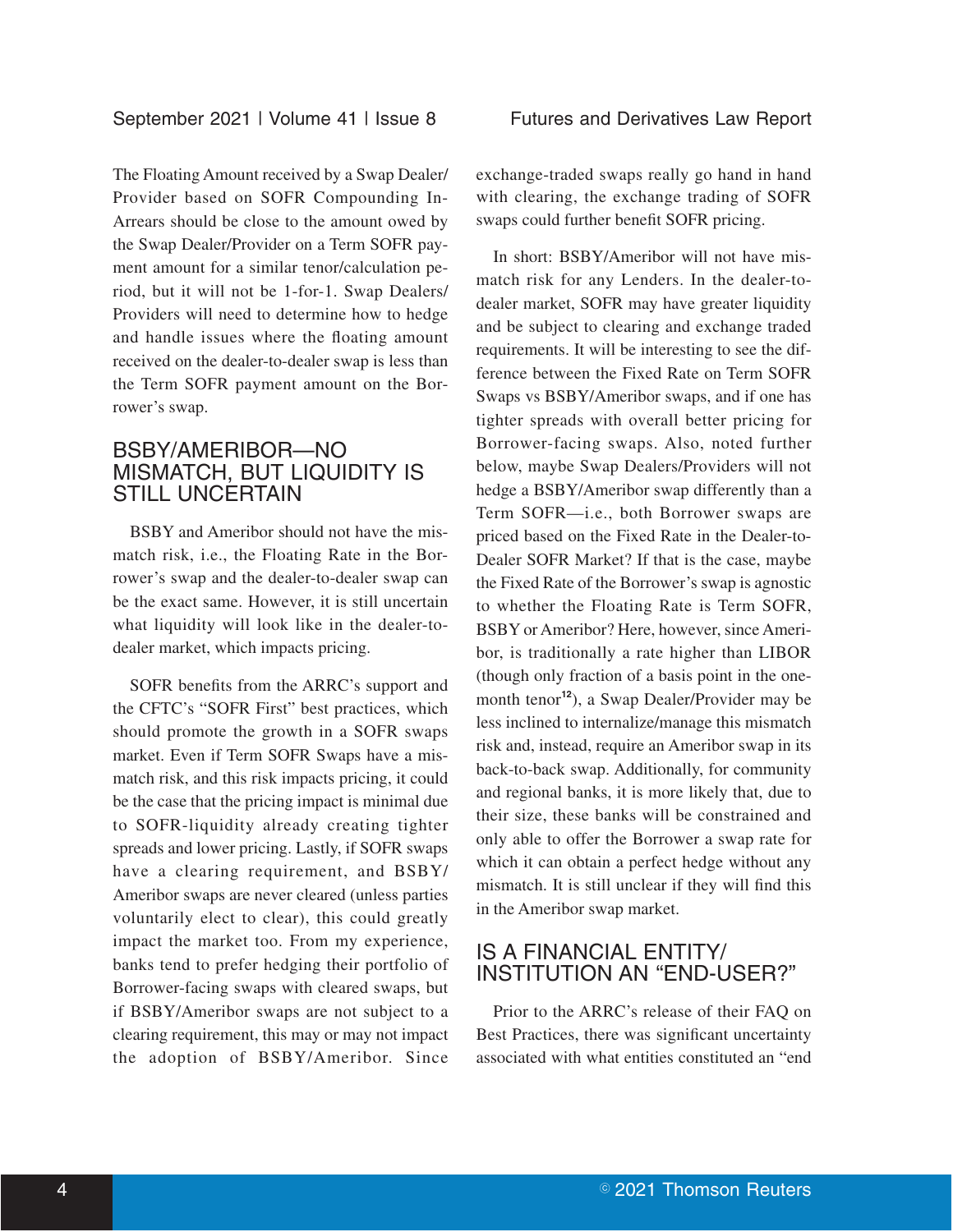The Floating Amount received by a Swap Dealer/Provider based on SOFR Compounding In-Arrears should be close to the amount owed by the Swap Dealer/Provider on a Term SOFR payment amount for a similar tenor/calculation period, but it will not be 1-for-1. Swap Dealers/Providers will need to determine how to hedge and handle issues where the floating amount received on the dealer-to-dealer swap is less than the Term SOFR payment amount on the Borrower's swap.

## BSBY/AMERIBOR—NO MISMATCH, BUT LIQUIDITY IS STILL UNCERTAIN

BSBY and Ameribor should not have the mismatch risk, i.e., the Floating Rate in the Borrower's swap and the dealer-to-dealer swap can be the exact same. However, it is still uncertain what liquidity will look like in the dealer-to-dealer market, which impacts pricing.

SOFR benefits from the ARRC's support and the CFTC's "SOFR First" best practices, which should promote the growth in a SOFR swaps market. Even if Term SOFR Swaps have a mismatch risk, and this risk impacts pricing, it could be the case that the pricing impact is minimal due to SOFR-liquidity already creating tighter spreads and lower pricing. Lastly, if SOFR swaps have a clearing requirement, and BSBY/Ameribor swaps are never cleared (unless parties voluntarily elect to clear), this could greatly impact the market too. From my experience, banks tend to prefer hedging their portfolio of Borrower-facing swaps with cleared swaps, but if BSBY/Ameribor swaps are not subject to a clearing requirement, this may or may not impact the adoption of BSBY/Ameribor. Since exchange-traded swaps really go hand in hand with clearing, the exchange trading of SOFR swaps could further benefit SOFR pricing.

In short: BSBY/Ameribor will not have mismatch risk for any Lenders. In the dealer-to-dealer market, SOFR may have greater liquidity and be subject to clearing and exchange traded requirements. It will be interesting to see the difference between the Fixed Rate on Term SOFR Swaps vs BSBY/Ameribor swaps, and if one has tighter spreads with overall better pricing for Borrower-facing swaps. Also, noted further below, maybe Swap Dealers/Providers will not hedge a BSBY/Ameribor swap differently than a Term SOFR—i.e., both Borrower swaps are priced based on the Fixed Rate in the Dealer-to-Dealer SOFR Market? If that is the case, maybe the Fixed Rate of the Borrower's swap is agnostic to whether the Floating Rate is Term SOFR, BSBY or Ameribor? Here, however, since Ameribor, is traditionally a rate higher than LIBOR (though only fraction of a basis point in the one-month tenor[12]), a Swap Dealer/Provider may be less inclined to internalize/manage this mismatch risk and, instead, require an Ameribor swap in its back-to-back swap. Additionally, for community and regional banks, it is more likely that, due to their size, these banks will be constrained and only able to offer the Borrower a swap rate for which it can obtain a perfect hedge without any mismatch. It is still unclear if they will find this in the Ameribor swap market.

## IS A FINANCIAL ENTITY/ INSTITUTION AN "END-USER?"

Prior to the ARRC's release of their FAQ on Best Practices, there was significant uncertainty associated with what entities constituted an "end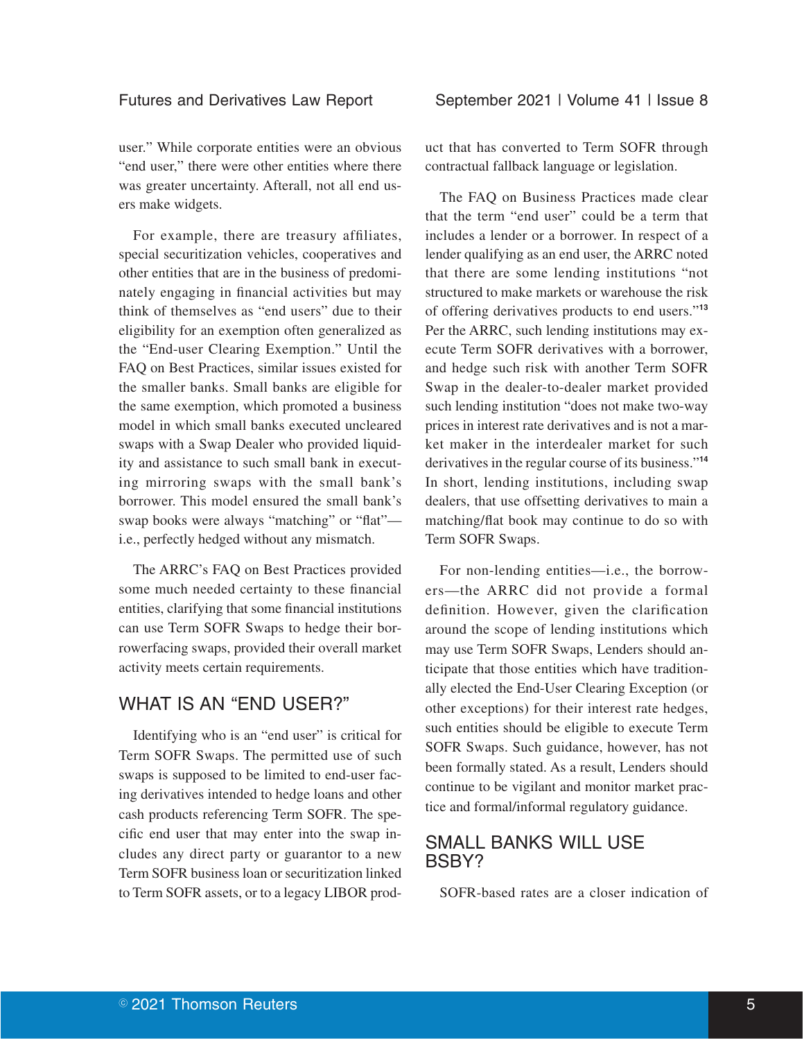user." While corporate entities were an obvious "end user," there were other entities where there was greater uncertainty. Afterall, not all end users make widgets.

For example, there are treasury affiliates, special securitization vehicles, cooperatives and other entities that are in the business of predominately engaging in financial activities but may think of themselves as "end users" due to their eligibility for an exemption often generalized as the "End-user Clearing Exemption." Until the FAQ on Best Practices, similar issues existed for the smaller banks. Small banks are eligible for the same exemption, which promoted a business model in which small banks executed uncleared swaps with a Swap Dealer who provided liquidity and assistance to such small bank in executing mirroring swaps with the small bank's borrower. This model ensured the small bank's swap books were always "matching" or "flat"—i.e., perfectly hedged without any mismatch.

The ARRC's FAQ on Best Practices provided some much needed certainty to these financial entities, clarifying that some financial institutions can use Term SOFR Swaps to hedge their borrowerfacing swaps, provided their overall market activity meets certain requirements.

## WHAT IS AN "END USER?"

Identifying who is an "end user" is critical for Term SOFR Swaps. The permitted use of such swaps is supposed to be limited to end-user facing derivatives intended to hedge loans and other cash products referencing Term SOFR. The specific end user that may enter into the swap includes any direct party or guarantor to a new Term SOFR business loan or securitization linked to Term SOFR assets, or to a legacy LIBOR product that has converted to Term SOFR through contractual fallback language or legislation.

The FAQ on Business Practices made clear that the term "end user" could be a term that includes a lender or a borrower. In respect of a lender qualifying as an end user, the ARRC noted that there are some lending institutions "not structured to make markets or warehouse the risk of offering derivatives products to end users."[13] Per the ARRC, such lending institutions may execute Term SOFR derivatives with a borrower, and hedge such risk with another Term SOFR Swap in the dealer-to-dealer market provided such lending institution "does not make two-way prices in interest rate derivatives and is not a market maker in the interdealer market for such derivatives in the regular course of its business."[14] In short, lending institutions, including swap dealers, that use offsetting derivatives to main a matching/flat book may continue to do so with Term SOFR Swaps.

For non-lending entities—i.e., the borrowers—the ARRC did not provide a formal definition. However, given the clarification around the scope of lending institutions which may use Term SOFR Swaps, Lenders should anticipate that those entities which have traditionally elected the End-User Clearing Exception (or other exceptions) for their interest rate hedges, such entities should be eligible to execute Term SOFR Swaps. Such guidance, however, has not been formally stated. As a result, Lenders should continue to be vigilant and monitor market practice and formal/informal regulatory guidance.

## SMALL BANKS WILL USE BSBY?

SOFR-based rates are a closer indication of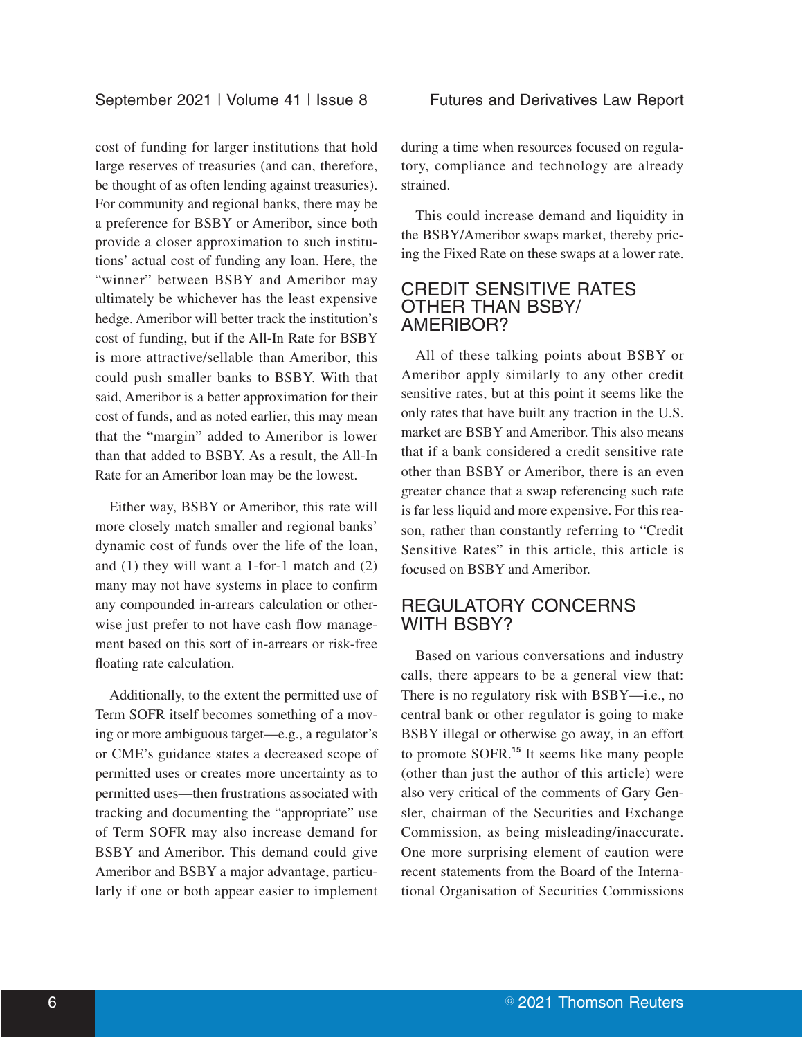cost of funding for larger institutions that hold large reserves of treasuries (and can, therefore, be thought of as often lending against treasuries). For community and regional banks, there may be a preference for BSBY or Ameribor, since both provide a closer approximation to such institutions' actual cost of funding any loan. Here, the "winner" between BSBY and Ameribor may ultimately be whichever has the least expensive hedge. Ameribor will better track the institution's cost of funding, but if the All-In Rate for BSBY is more attractive/sellable than Ameribor, this could push smaller banks to BSBY. With that said, Ameribor is a better approximation for their cost of funds, and as noted earlier, this may mean that the "margin" added to Ameribor is lower than that added to BSBY. As a result, the All-In Rate for an Ameribor loan may be the lowest.

Either way, BSBY or Ameribor, this rate will more closely match smaller and regional banks' dynamic cost of funds over the life of the loan, and (1) they will want a 1-for-1 match and (2) many may not have systems in place to confirm any compounded in-arrears calculation or otherwise just prefer to not have cash flow management based on this sort of in-arrears or risk-free floating rate calculation.

Additionally, to the extent the permitted use of Term SOFR itself becomes something of a moving or more ambiguous target—e.g., a regulator's or CME's guidance states a decreased scope of permitted uses or creates more uncertainty as to permitted uses—then frustrations associated with tracking and documenting the "appropriate" use of Term SOFR may also increase demand for BSBY and Ameribor. This demand could give Ameribor and BSBY a major advantage, particularly if one or both appear easier to implement during a time when resources focused on regulatory, compliance and technology are already strained.

This could increase demand and liquidity in the BSBY/Ameribor swaps market, thereby pricing the Fixed Rate on these swaps at a lower rate.

## CREDIT SENSITIVE RATES OTHER THAN BSBY/AMERIBOR?

All of these talking points about BSBY or Ameribor apply similarly to any other credit sensitive rates, but at this point it seems like the only rates that have built any traction in the U.S. market are BSBY and Ameribor. This also means that if a bank considered a credit sensitive rate other than BSBY or Ameribor, there is an even greater chance that a swap referencing such rate is far less liquid and more expensive. For this reason, rather than constantly referring to "Credit Sensitive Rates" in this article, this article is focused on BSBY and Ameribor.

## REGULATORY CONCERNS WITH BSBY?

Based on various conversations and industry calls, there appears to be a general view that: There is no regulatory risk with BSBY—i.e., no central bank or other regulator is going to make BSBY illegal or otherwise go away, in an effort to promote SOFR.[15] It seems like many people (other than just the author of this article) were also very critical of the comments of Gary Gensler, chairman of the Securities and Exchange Commission, as being misleading/inaccurate. One more surprising element of caution were recent statements from the Board of the International Organisation of Securities Commissions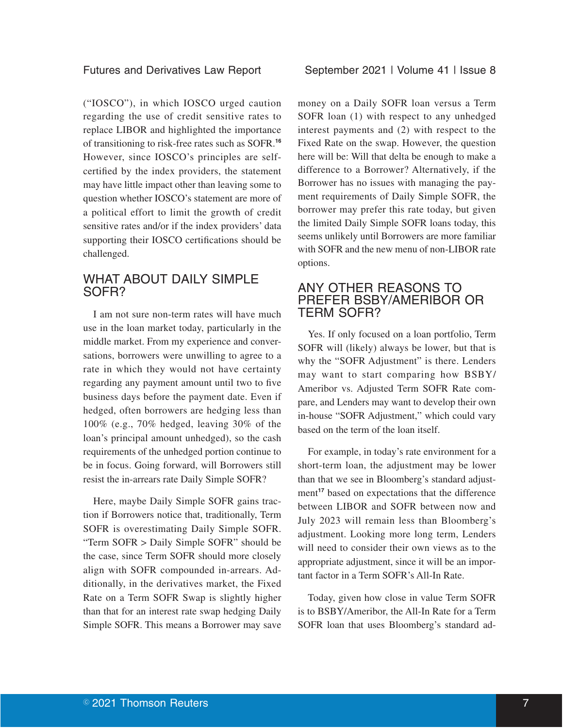("IOSCO"), in which IOSCO urged caution regarding the use of credit sensitive rates to replace LIBOR and highlighted the importance of transitioning to risk-free rates such as SOFR.[16] However, since IOSCO's principles are self-certified by the index providers, the statement may have little impact other than leaving some to question whether IOSCO's statement are more of a political effort to limit the growth of credit sensitive rates and/or if the index providers' data supporting their IOSCO certifications should be challenged.

## WHAT ABOUT DAILY SIMPLE SOFR?

I am not sure non-term rates will have much use in the loan market today, particularly in the middle market. From my experience and conversations, borrowers were unwilling to agree to a rate in which they would not have certainty regarding any payment amount until two to five business days before the payment date. Even if hedged, often borrowers are hedging less than 100% (e.g., 70% hedged, leaving 30% of the loan's principal amount unhedged), so the cash requirements of the unhedged portion continue to be in focus. Going forward, will Borrowers still resist the in-arrears rate Daily Simple SOFR?

Here, maybe Daily Simple SOFR gains traction if Borrowers notice that, traditionally, Term SOFR is overestimating Daily Simple SOFR. "Term SOFR > Daily Simple SOFR" should be the case, since Term SOFR should more closely align with SOFR compounded in-arrears. Additionally, in the derivatives market, the Fixed Rate on a Term SOFR Swap is slightly higher than that for an interest rate swap hedging Daily Simple SOFR. This means a Borrower may save money on a Daily SOFR loan versus a Term SOFR loan (1) with respect to any unhedged interest payments and (2) with respect to the Fixed Rate on the swap. However, the question here will be: Will that delta be enough to make a difference to a Borrower? Alternatively, if the Borrower has no issues with managing the payment requirements of Daily Simple SOFR, the borrower may prefer this rate today, but given the limited Daily Simple SOFR loans today, this seems unlikely until Borrowers are more familiar with SOFR and the new menu of non-LIBOR rate options.

## ANY OTHER REASONS TO PREFER BSBY/AMERIBOR OR TERM SOFR?

Yes. If only focused on a loan portfolio, Term SOFR will (likely) always be lower, but that is why the "SOFR Adjustment" is there. Lenders may want to start comparing how BSBY/Ameribor vs. Adjusted Term SOFR Rate compare, and Lenders may want to develop their own in-house "SOFR Adjustment," which could vary based on the term of the loan itself.

For example, in today's rate environment for a short-term loan, the adjustment may be lower than that we see in Bloomberg's standard adjustment[17] based on expectations that the difference between LIBOR and SOFR between now and July 2023 will remain less than Bloomberg's adjustment. Looking more long term, Lenders will need to consider their own views as to the appropriate adjustment, since it will be an important factor in a Term SOFR's All-In Rate.

Today, given how close in value Term SOFR is to BSBY/Ameribor, the All-In Rate for a Term SOFR loan that uses Bloomberg's standard ad-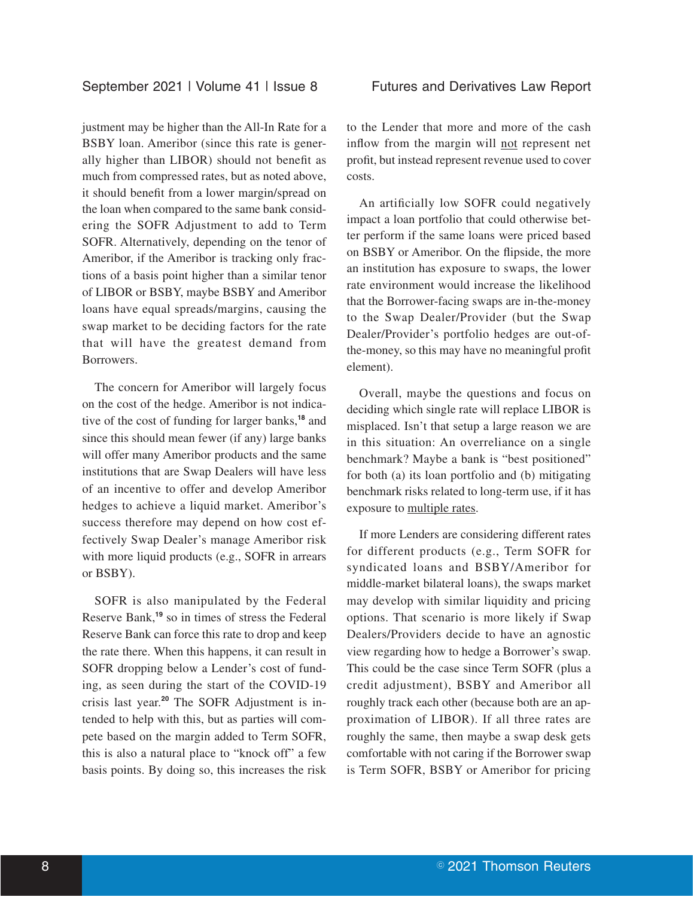justment may be higher than the All-In Rate for a BSBY loan. Ameribor (since this rate is generally higher than LIBOR) should not benefit as much from compressed rates, but as noted above, it should benefit from a lower margin/spread on the loan when compared to the same bank considering the SOFR Adjustment to add to Term SOFR. Alternatively, depending on the tenor of Ameribor, if the Ameribor is tracking only fractions of a basis point higher than a similar tenor of LIBOR or BSBY, maybe BSBY and Ameribor loans have equal spreads/margins, causing the swap market to be deciding factors for the rate that will have the greatest demand from Borrowers.

The concern for Ameribor will largely focus on the cost of the hedge. Ameribor is not indicative of the cost of funding for larger banks,[18] and since this should mean fewer (if any) large banks will offer many Ameribor products and the same institutions that are Swap Dealers will have less of an incentive to offer and develop Ameribor hedges to achieve a liquid market. Ameribor's success therefore may depend on how cost effectively Swap Dealer's manage Ameribor risk with more liquid products (e.g., SOFR in arrears or BSBY).

SOFR is also manipulated by the Federal Reserve Bank,[19] so in times of stress the Federal Reserve Bank can force this rate to drop and keep the rate there. When this happens, it can result in SOFR dropping below a Lender's cost of funding, as seen during the start of the COVID-19 crisis last year.[20] The SOFR Adjustment is intended to help with this, but as parties will compete based on the margin added to Term SOFR, this is also a natural place to "knock off" a few basis points. By doing so, this increases the risk to the Lender that more and more of the cash inflow from the margin will <u>not</u> represent net profit, but instead represent revenue used to cover costs.

An artificially low SOFR could negatively impact a loan portfolio that could otherwise better perform if the same loans were priced based on BSBY or Ameribor. On the flipside, the more an institution has exposure to swaps, the lower rate environment would increase the likelihood that the Borrower-facing swaps are in-the-money to the Swap Dealer/Provider (but the Swap Dealer/Provider's portfolio hedges are out-of-the-money, so this may have no meaningful profit element).

Overall, maybe the questions and focus on deciding which single rate will replace LIBOR is misplaced. Isn't that setup a large reason we are in this situation: An overreliance on a single benchmark? Maybe a bank is "best positioned" for both (a) its loan portfolio and (b) mitigating benchmark risks related to long-term use, if it has exposure to <u>multiple rates</u>.

If more Lenders are considering different rates for different products (e.g., Term SOFR for syndicated loans and BSBY/Ameribor for middle-market bilateral loans), the swaps market may develop with similar liquidity and pricing options. That scenario is more likely if Swap Dealers/Providers decide to have an agnostic view regarding how to hedge a Borrower's swap. This could be the case since Term SOFR (plus a credit adjustment), BSBY and Ameribor all roughly track each other (because both are an approximation of LIBOR). If all three rates are roughly the same, then maybe a swap desk gets comfortable with not caring if the Borrower swap is Term SOFR, BSBY or Ameribor for pricing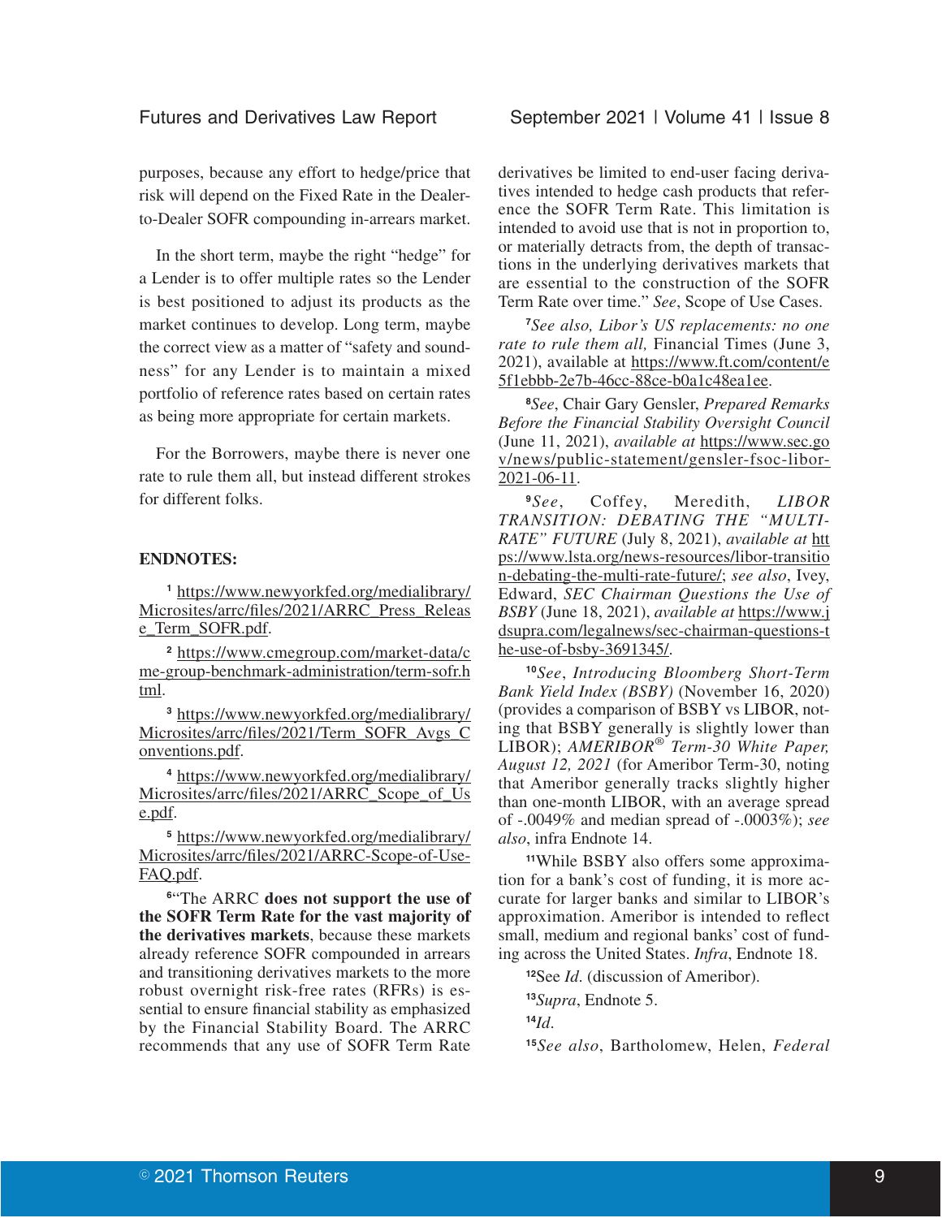purposes, because any effort to hedge/price that risk will depend on the Fixed Rate in the Dealer-to-Dealer SOFR compounding in-arrears market.

In the short term, maybe the right "hedge" for a Lender is to offer multiple rates so the Lender is best positioned to adjust its products as the market continues to develop. Long term, maybe the correct view as a matter of "safety and soundness" for any Lender is to maintain a mixed portfolio of reference rates based on certain rates as being more appropriate for certain markets.

For the Borrowers, maybe there is never one rate to rule them all, but instead different strokes for different folks.

**ENDNOTES:**

[1] https://www.newyorkfed.org/medialibrary/Microsites/arrc/files/2021/ARRC_Press_Release_Term_SOFR.pdf.

[2] https://www.cmegroup.com/market-data/cme-group-benchmark-administration/term-sofr.html.

[3] https://www.newyorkfed.org/medialibrary/Microsites/arrc/files/2021/Term_SOFR_Avgs_Conventions.pdf.

[4] https://www.newyorkfed.org/medialibrary/Microsites/arrc/files/2021/ARRC_Scope_of_Use.pdf.

[5] https://www.newyorkfed.org/medialibrary/Microsites/arrc/files/2021/ARRC-Scope-of-Use-FAQ.pdf.

[6] "The ARRC **does not support the use of the SOFR Term Rate for the vast majority of the derivatives markets**, because these markets already reference SOFR compounded in arrears and transitioning derivatives markets to the more robust overnight risk-free rates (RFRs) is essential to ensure financial stability as emphasized by the Financial Stability Board. The ARRC recommends that any use of SOFR Term Rate derivatives be limited to end-user facing derivatives intended to hedge cash products that reference the SOFR Term Rate. This limitation is intended to avoid use that is not in proportion to, or materially detracts from, the depth of transactions in the underlying derivatives markets that are essential to the construction of the SOFR Term Rate over time." *See*, Scope of Use Cases.

[7] *See also, Libor's US replacements: no one rate to rule them all,* Financial Times (June 3, 2021), available at https://www.ft.com/content/e5f1ebbb-2e7b-46cc-88ce-b0a1c48ea1ee.

[8] *See*, Chair Gary Gensler, *Prepared Remarks Before the Financial Stability Oversight Council* (June 11, 2021), *available at* https://www.sec.gov/news/public-statement/gensler-fsoc-libor-2021-06-11.

[9] *See*, Coffey, Meredith, *LIBOR TRANSITION: DEBATING THE "MULTI-RATE" FUTURE* (July 8, 2021), *available at* https://www.lsta.org/news-resources/libor-transition-debating-the-multi-rate-future/; *see also*, Ivey, Edward, *SEC Chairman Questions the Use of BSBY* (June 18, 2021), *available at* https://www.jdsupra.com/legalnews/sec-chairman-questions-the-use-of-bsby-3691345/.

[10] *See*, *Introducing Bloomberg Short-Term Bank Yield Index (BSBY)* (November 16, 2020) (provides a comparison of BSBY vs LIBOR, noting that BSBY generally is slightly lower than LIBOR); *AMERIBOR® Term-30 White Paper, August 12, 2021* (for Ameribor Term-30, noting that Ameribor generally tracks slightly higher than one-month LIBOR, with an average spread of -.0049% and median spread of -.0003%); *see also*, infra Endnote 14.

[11] While BSBY also offers some approximation for a bank's cost of funding, it is more accurate for larger banks and similar to LIBOR's approximation. Ameribor is intended to reflect small, medium and regional banks' cost of funding across the United States. *Infra*, Endnote 18.

[12] See *Id.* (discussion of Ameribor).

[13] *Supra*, Endnote 5.

[14] *Id.*

[15] *See also*, Bartholomew, Helen, *Federal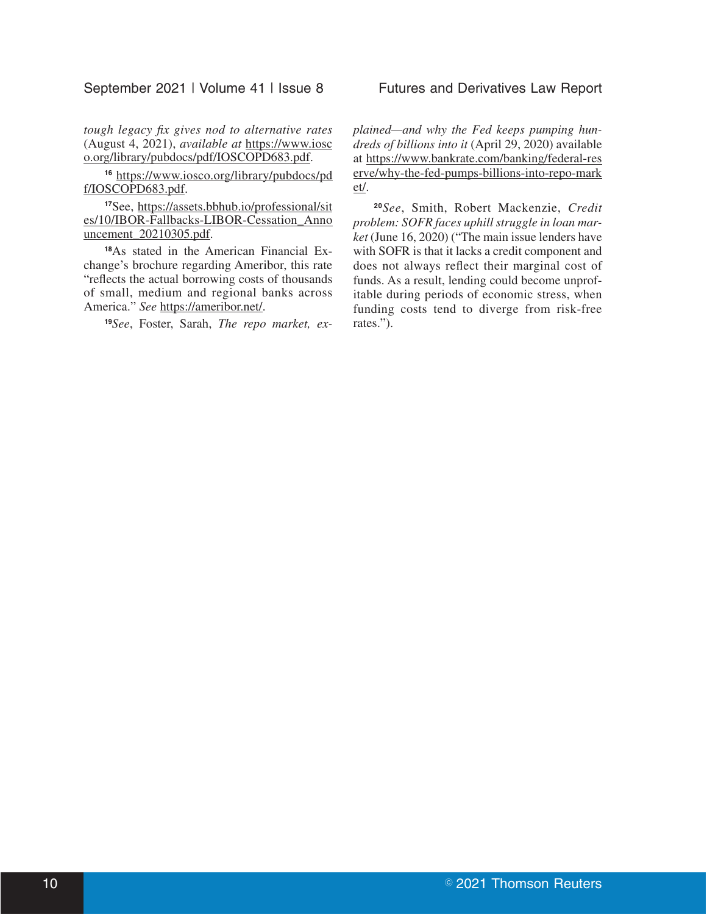*tough legacy fix gives nod to alternative rates* (August 4, 2021), *available at* https://www.iosco.org/library/pubdocs/pdf/IOSCOPD683.pdf.

[16] https://www.iosco.org/library/pubdocs/pdf/IOSCOPD683.pdf.

[17]See, https://assets.bbhub.io/professional/sites/10/IBOR-Fallbacks-LIBOR-Cessation_Announcement_20210305.pdf.

[18]As stated in the American Financial Exchange's brochure regarding Ameribor, this rate "reflects the actual borrowing costs of thousands of small, medium and regional banks across America." *See* https://ameribor.net/.

[19]*See*, Foster, Sarah, *The repo market, explained—and why the Fed keeps pumping hundreds of billions into it* (April 29, 2020) available at https://www.bankrate.com/banking/federal-reserve/why-the-fed-pumps-billions-into-repo-market/.

[20]*See*, Smith, Robert Mackenzie, *Credit problem: SOFR faces uphill struggle in loan market* (June 16, 2020) ("The main issue lenders have with SOFR is that it lacks a credit component and does not always reflect their marginal cost of funds. As a result, lending could become unprofitable during periods of economic stress, when funding costs tend to diverge from risk-free rates.").